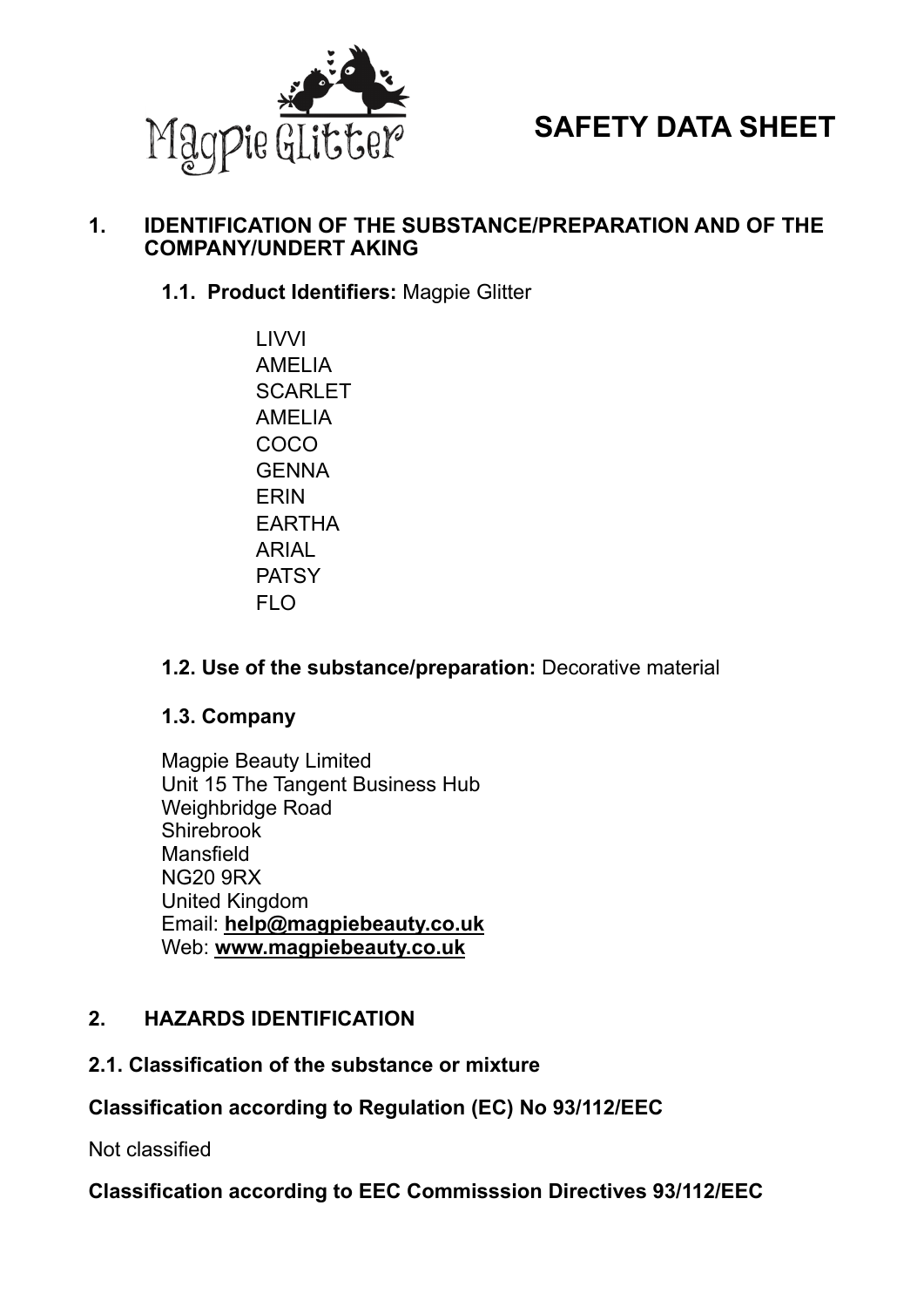# SAFETY DATA SHEET

## 1. IDENTIFICATION OF THE SUBSTANCE/PREPARATION AND OF THE COMPANY/UNDERT AKING

**1.1. Product Identifiers:** Magpie Glitter

LIVVI
AMELIA
SCARLET
AMELIA
COCO
GENNA
ERIN
EARTHA
ARIAL
PATSY
FLO

**1.2. Use of the substance/preparation:** Decorative material

**1.3. Company**

Magpie Beauty Limited
Unit 15 The Tangent Business Hub
Weighbridge Road
Shirebrook
Mansfield
NG20 9RX
United Kingdom
Email: **help@magpiebeauty.co.uk**
Web: **www.magpiebeauty.co.uk**

## 2. HAZARDS IDENTIFICATION

### 2.1. Classification of the substance or mixture

**Classification according to Regulation (EC) No 93/112/EEC**

Not classified

**Classification according to EEC Commisssion Directives 93/112/EEC**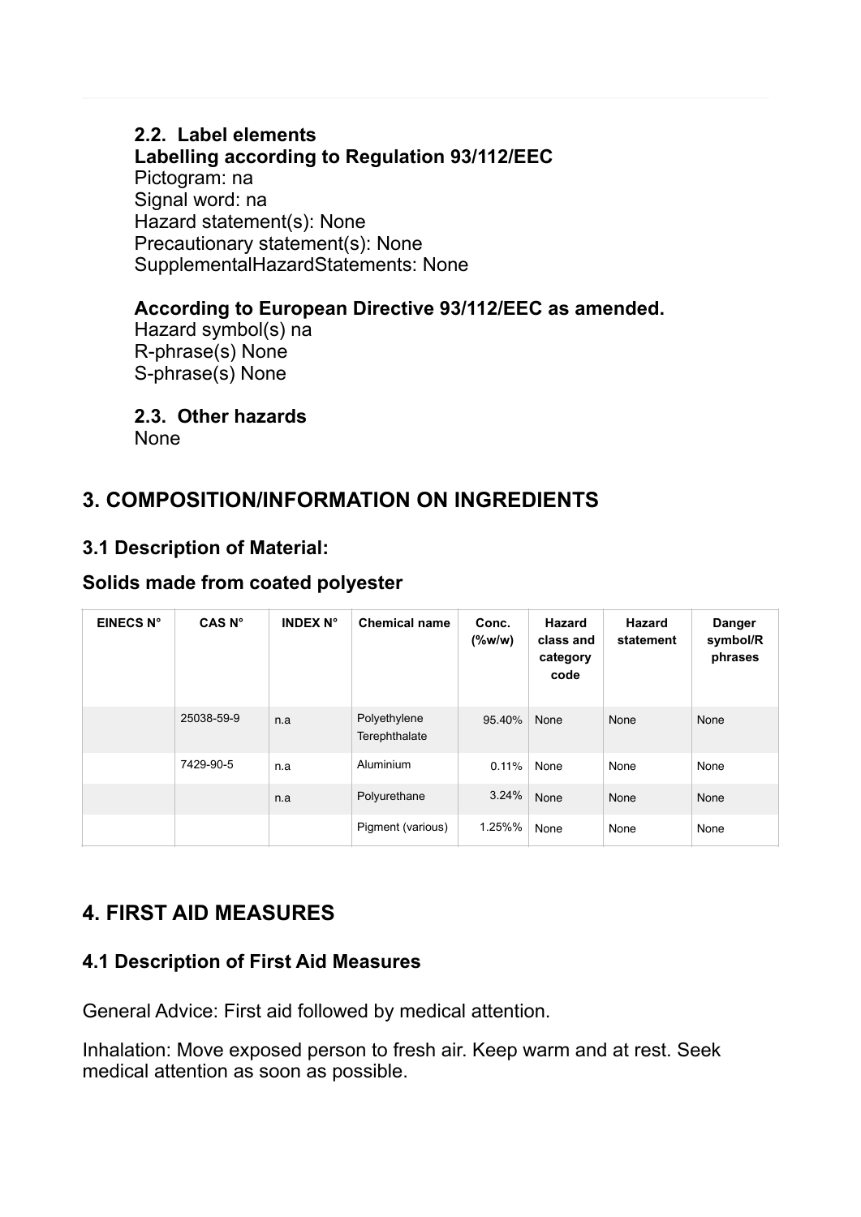### 2.2. Label elements

**Labelling according to Regulation 93/112/EEC**

Pictogram: na
Signal word: na
Hazard statement(s): None
Precautionary statement(s): None
SupplementalHazardStatements: None

**According to European Directive 93/112/EEC as amended.**

Hazard symbol(s) na
R-phrase(s) None
S-phrase(s) None

### 2.3. Other hazards

None

## 3. COMPOSITION/INFORMATION ON INGREDIENTS

### 3.1 Description of Material:

### Solids made from coated polyester

| EINECS N° | CAS N° | INDEX N° | Chemical name | Conc. (%w/w) | Hazard class and category code | Hazard statement | Danger symbol/R phrases |
|---|---|---|---|---|---|---|---|
| | 25038-59-9 | n.a | Polyethylene Terephthalate | 95.40% | None | None | None |
| | 7429-90-5 | n.a | Aluminium | 0.11% | None | None | None |
| | | n.a | Polyurethane | 3.24% | None | None | None |
| | | | Pigment (various) | 1.25%% | None | None | None |

## 4. FIRST AID MEASURES

### 4.1 Description of First Aid Measures

General Advice: First aid followed by medical attention.

Inhalation: Move exposed person to fresh air. Keep warm and at rest. Seek medical attention as soon as possible.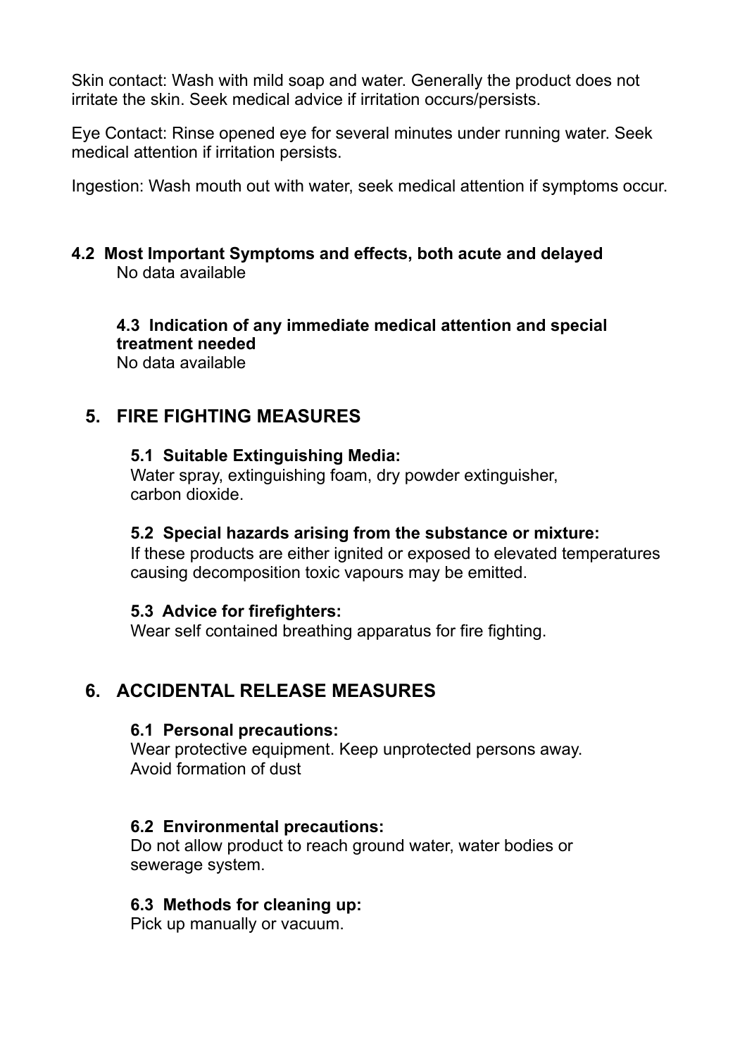Skin contact: Wash with mild soap and water. Generally the product does not irritate the skin. Seek medical advice if irritation occurs/persists.

Eye Contact: Rinse opened eye for several minutes under running water. Seek medical attention if irritation persists.

Ingestion: Wash mouth out with water, seek medical attention if symptoms occur.

### 4.2 Most Important Symptoms and effects, both acute and delayed

No data available

### 4.3 Indication of any immediate medical attention and special treatment needed

No data available

## 5. FIRE FIGHTING MEASURES

### 5.1 Suitable Extinguishing Media:

Water spray, extinguishing foam, dry powder extinguisher, carbon dioxide.

### 5.2 Special hazards arising from the substance or mixture:

If these products are either ignited or exposed to elevated temperatures causing decomposition toxic vapours may be emitted.

### 5.3 Advice for firefighters:

Wear self contained breathing apparatus for fire fighting.

## 6. ACCIDENTAL RELEASE MEASURES

### 6.1 Personal precautions:

Wear protective equipment. Keep unprotected persons away.
Avoid formation of dust

### 6.2 Environmental precautions:

Do not allow product to reach ground water, water bodies or sewerage system.

### 6.3 Methods for cleaning up:

Pick up manually or vacuum.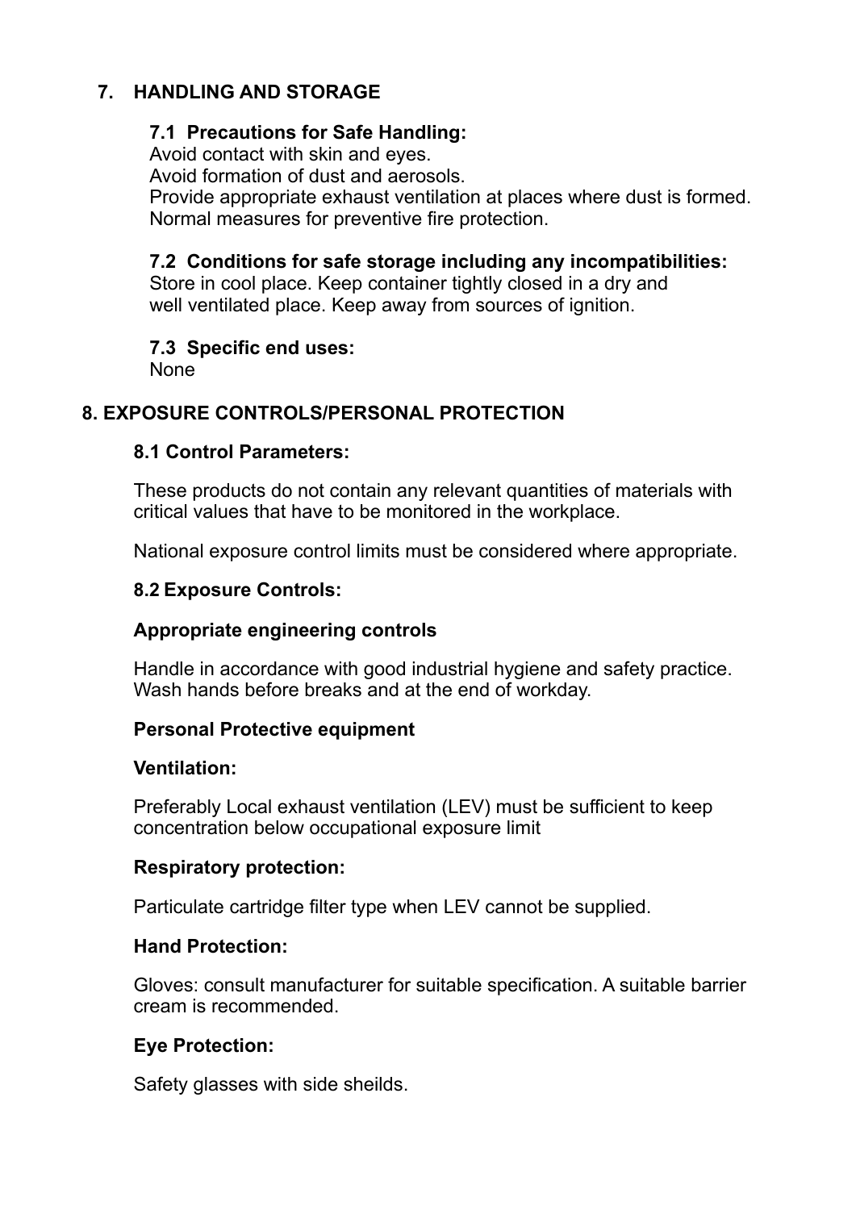## 7. HANDLING AND STORAGE

### 7.1 Precautions for Safe Handling:

Avoid contact with skin and eyes.
Avoid formation of dust and aerosols.
Provide appropriate exhaust ventilation at places where dust is formed.
Normal measures for preventive fire protection.

### 7.2 Conditions for safe storage including any incompatibilities:

Store in cool place. Keep container tightly closed in a dry and well ventilated place. Keep away from sources of ignition.

### 7.3 Specific end uses:

None

## 8. EXPOSURE CONTROLS/PERSONAL PROTECTION

### 8.1 Control Parameters:

These products do not contain any relevant quantities of materials with critical values that have to be monitored in the workplace.

National exposure control limits must be considered where appropriate.

### 8.2 Exposure Controls:

**Appropriate engineering controls**

Handle in accordance with good industrial hygiene and safety practice. Wash hands before breaks and at the end of workday.

**Personal Protective equipment**

**Ventilation:**

Preferably Local exhaust ventilation (LEV) must be sufficient to keep concentration below occupational exposure limit

**Respiratory protection:**

Particulate cartridge filter type when LEV cannot be supplied.

**Hand Protection:**

Gloves: consult manufacturer for suitable specification. A suitable barrier cream is recommended.

**Eye Protection:**

Safety glasses with side sheilds.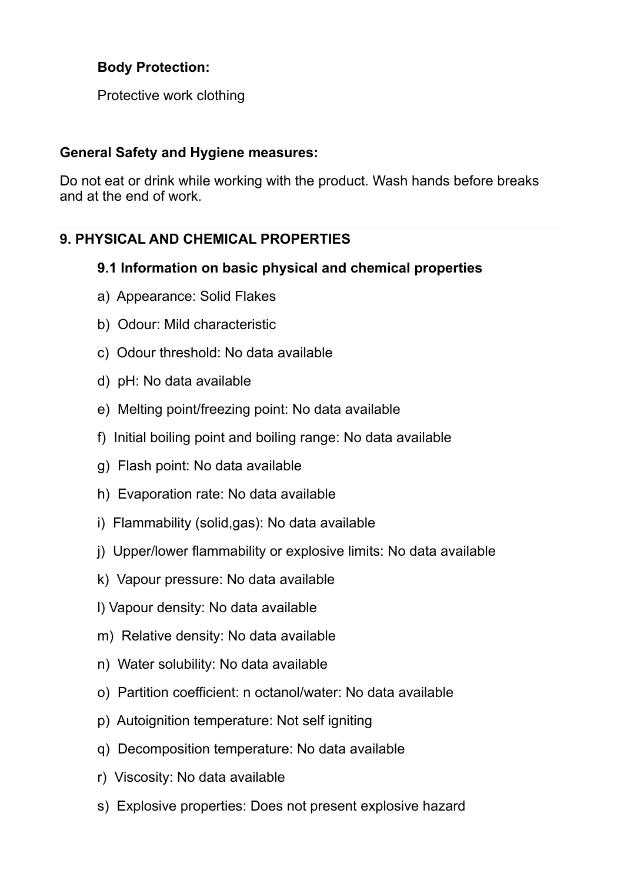**Body Protection:**

Protective work clothing

**General Safety and Hygiene measures:**

Do not eat or drink while working with the product. Wash hands before breaks and at the end of work.

---

## 9. PHYSICAL AND CHEMICAL PROPERTIES

### 9.1 Information on basic physical and chemical properties

a) Appearance: Solid Flakes

b) Odour: Mild characteristic

c) Odour threshold: No data available

d) pH: No data available

e) Melting point/freezing point: No data available

f) Initial boiling point and boiling range: No data available

g) Flash point: No data available

h) Evaporation rate: No data available

i) Flammability (solid,gas): No data available

j) Upper/lower flammability or explosive limits: No data available

k) Vapour pressure: No data available

l) Vapour density: No data available

m) Relative density: No data available

n) Water solubility: No data available

o) Partition coefficient: n octanol/water: No data available

p) Autoignition temperature: Not self igniting

q) Decomposition temperature: No data available

r) Viscosity: No data available

s) Explosive properties: Does not present explosive hazard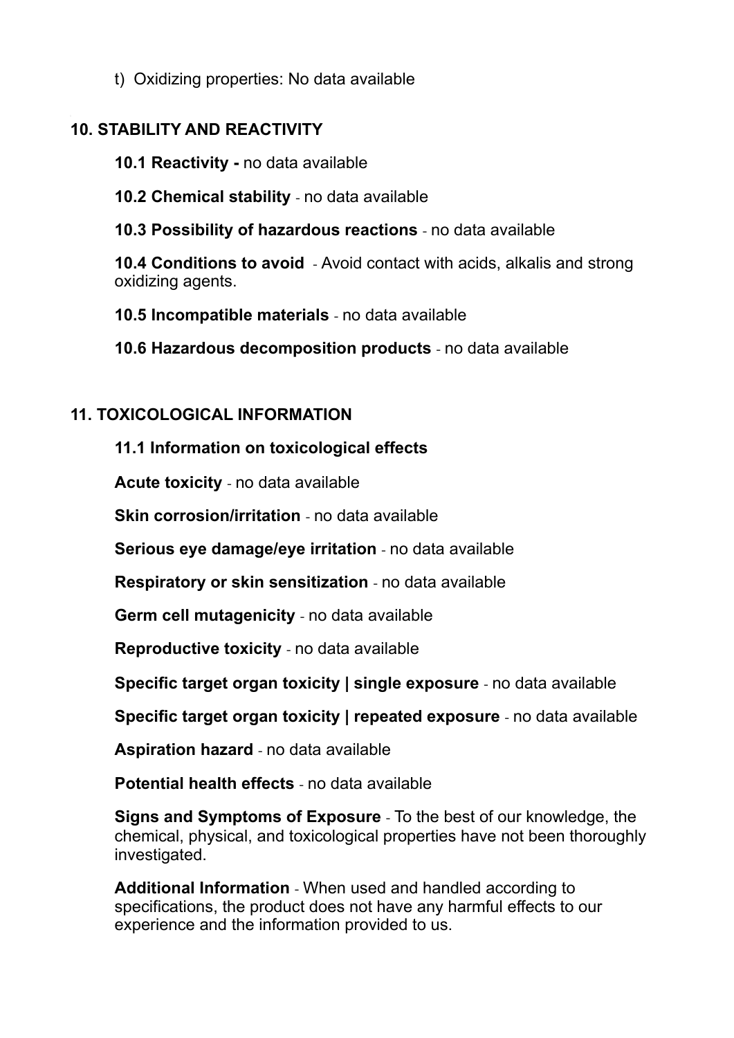t) Oxidizing properties: No data available

## 10. STABILITY AND REACTIVITY

**10.1 Reactivity -** no data available

**10.2 Chemical stability** - no data available

**10.3 Possibility of hazardous reactions** - no data available

**10.4 Conditions to avoid** - Avoid contact with acids, alkalis and strong oxidizing agents.

**10.5 Incompatible materials** - no data available

**10.6 Hazardous decomposition products** - no data available

## 11. TOXICOLOGICAL INFORMATION

**11.1 Information on toxicological effects**

**Acute toxicity** - no data available

**Skin corrosion/irritation** - no data available

**Serious eye damage/eye irritation** - no data available

**Respiratory or skin sensitization** - no data available

**Germ cell mutagenicity** - no data available

**Reproductive toxicity** - no data available

**Specific target organ toxicity | single exposure** - no data available

**Specific target organ toxicity | repeated exposure** - no data available

**Aspiration hazard** - no data available

**Potential health effects** - no data available

**Signs and Symptoms of Exposure** - To the best of our knowledge, the chemical, physical, and toxicological properties have not been thoroughly investigated.

**Additional Information** - When used and handled according to specifications, the product does not have any harmful effects to our experience and the information provided to us.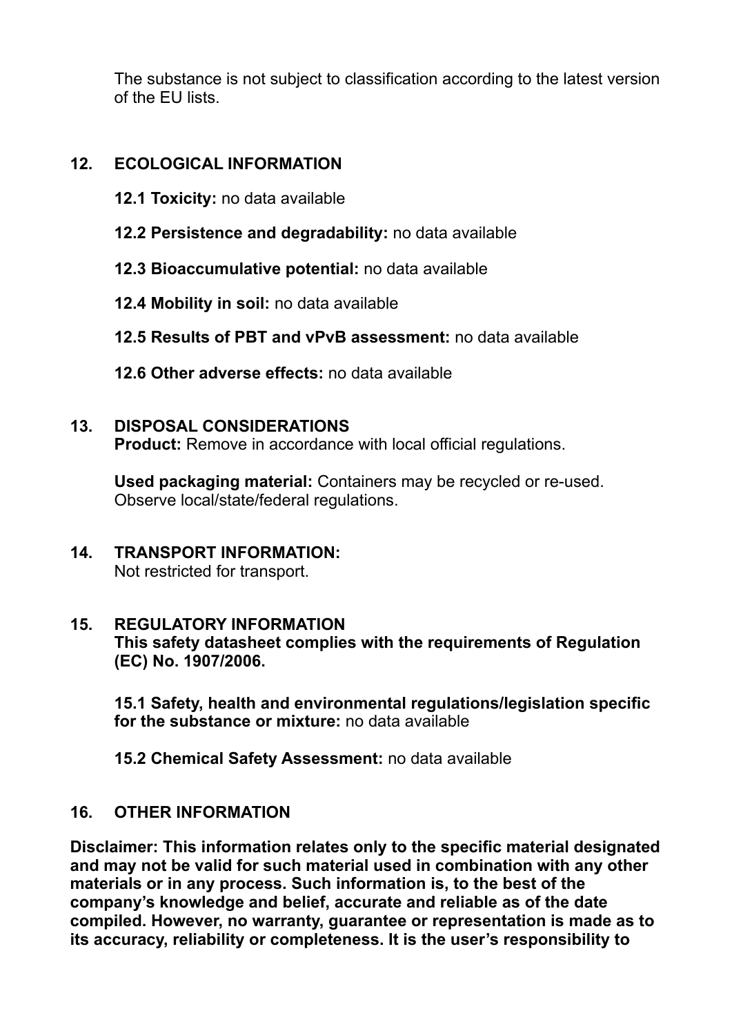The substance is not subject to classification according to the latest version of the EU lists.

## 12. ECOLOGICAL INFORMATION

**12.1 Toxicity:** no data available

**12.2 Persistence and degradability:** no data available

**12.3 Bioaccumulative potential:** no data available

**12.4 Mobility in soil:** no data available

**12.5 Results of PBT and vPvB assessment:** no data available

**12.6 Other adverse effects:** no data available

## 13. DISPOSAL CONSIDERATIONS

**Product:** Remove in accordance with local official regulations.

**Used packaging material:** Containers may be recycled or re-used. Observe local/state/federal regulations.

## 14. TRANSPORT INFORMATION:

Not restricted for transport.

## 15. REGULATORY INFORMATION

**This safety datasheet complies with the requirements of Regulation (EC) No. 1907/2006.**

**15.1 Safety, health and environmental regulations/legislation specific for the substance or mixture:** no data available

**15.2 Chemical Safety Assessment:** no data available

## 16. OTHER INFORMATION

**Disclaimer: This information relates only to the specific material designated and may not be valid for such material used in combination with any other materials or in any process. Such information is, to the best of the company's knowledge and belief, accurate and reliable as of the date compiled. However, no warranty, guarantee or representation is made as to its accuracy, reliability or completeness. It is the user's responsibility to**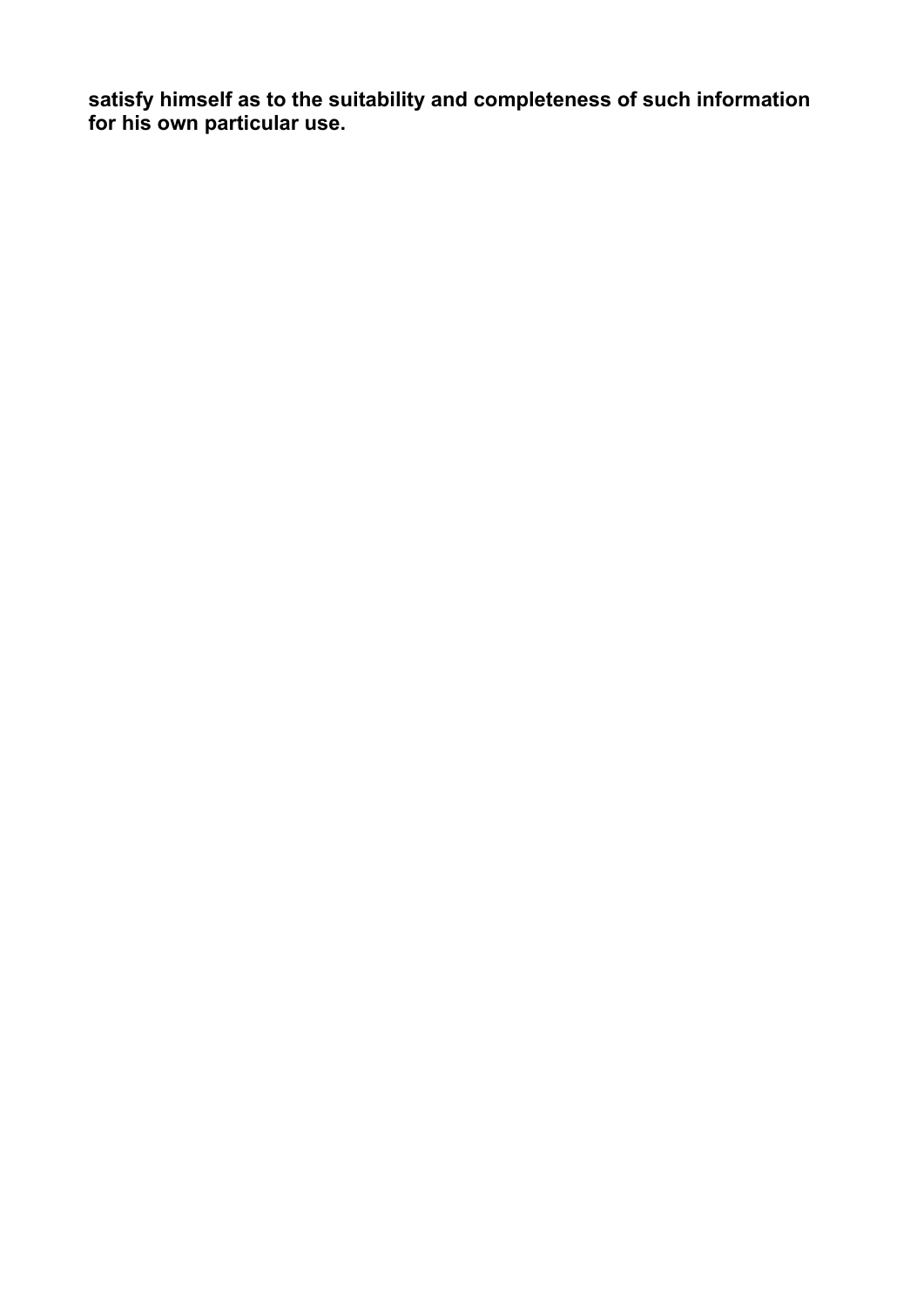**satisfy himself as to the suitability and completeness of such information for his own particular use.**